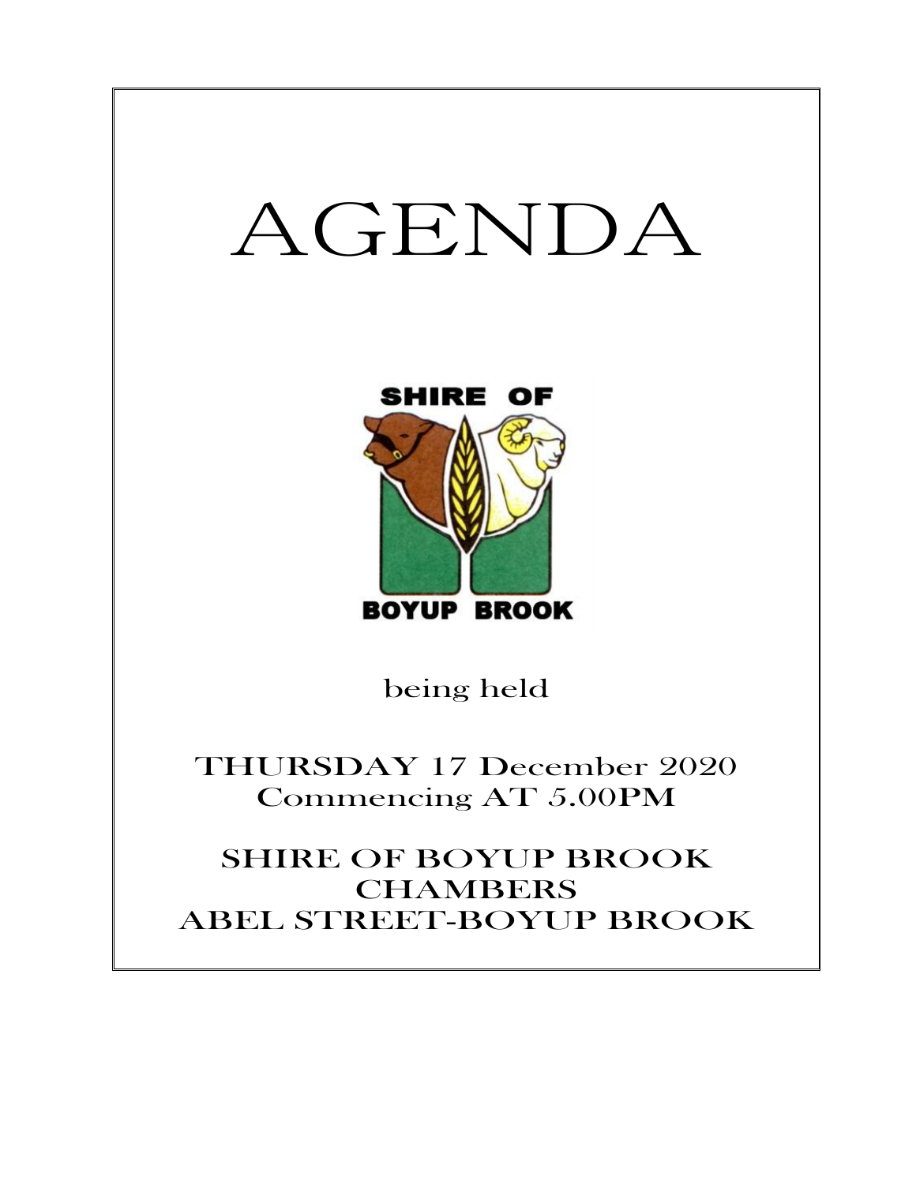# AGENDA

SHIRE OF

BOYUP BROOK

being held

THURSDAY 17 December 2020
Commencing AT 5.00PM

SHIRE OF BOYUP BROOK
CHAMBERS
ABEL STREET-BOYUP BROOK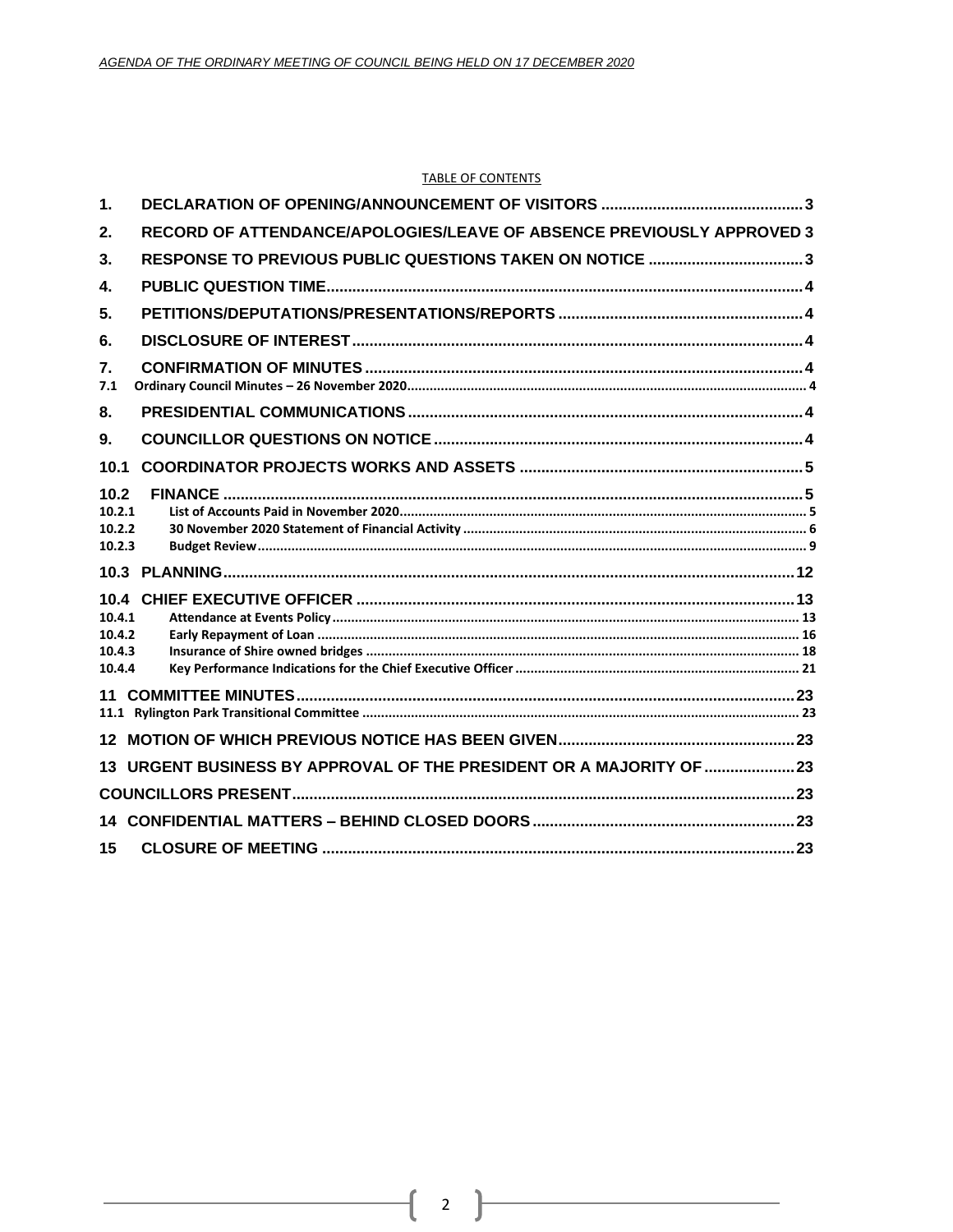TABLE OF CONTENTS

| | | |
|---|---|---|
| **1.** | **DECLARATION OF OPENING/ANNOUNCEMENT OF VISITORS** | **3** |
| **2.** | **RECORD OF ATTENDANCE/APOLOGIES/LEAVE OF ABSENCE PREVIOUSLY APPROVED** | **3** |
| **3.** | **RESPONSE TO PREVIOUS PUBLIC QUESTIONS TAKEN ON NOTICE** | **3** |
| **4.** | **PUBLIC QUESTION TIME** | **4** |
| **5.** | **PETITIONS/DEPUTATIONS/PRESENTATIONS/REPORTS** | **4** |
| **6.** | **DISCLOSURE OF INTEREST** | **4** |
| **7.** | **CONFIRMATION OF MINUTES** | **4** |
| 7.1 | Ordinary Council Minutes – 26 November 2020 | 4 |
| **8.** | **PRESIDENTIAL COMMUNICATIONS** | **4** |
| **9.** | **COUNCILLOR QUESTIONS ON NOTICE** | **4** |
| **10.1** | **COORDINATOR PROJECTS WORKS AND ASSETS** | **5** |
| **10.2** | **FINANCE** | **5** |
| 10.2.1 | List of Accounts Paid in November 2020 | 5 |
| 10.2.2 | 30 November 2020 Statement of Financial Activity | 6 |
| 10.2.3 | Budget Review | 9 |
| **10.3** | **PLANNING** | **12** |
| **10.4** | **CHIEF EXECUTIVE OFFICER** | **13** |
| 10.4.1 | Attendance at Events Policy | 13 |
| 10.4.2 | Early Repayment of Loan | 16 |
| 10.4.3 | Insurance of Shire owned bridges | 18 |
| 10.4.4 | Key Performance Indications for the Chief Executive Officer | 21 |
| **11** | **COMMITTEE MINUTES** | **23** |
| 11.1 | Rylington Park Transitional Committee | 23 |
| **12** | **MOTION OF WHICH PREVIOUS NOTICE HAS BEEN GIVEN** | **23** |
| **13** | **URGENT BUSINESS BY APPROVAL OF THE PRESIDENT OR A MAJORITY OF** | **23** |
| | **COUNCILLORS PRESENT** | **23** |
| **14** | **CONFIDENTIAL MATTERS – BEHIND CLOSED DOORS** | **23** |
| **15** | **CLOSURE OF MEETING** | **23** |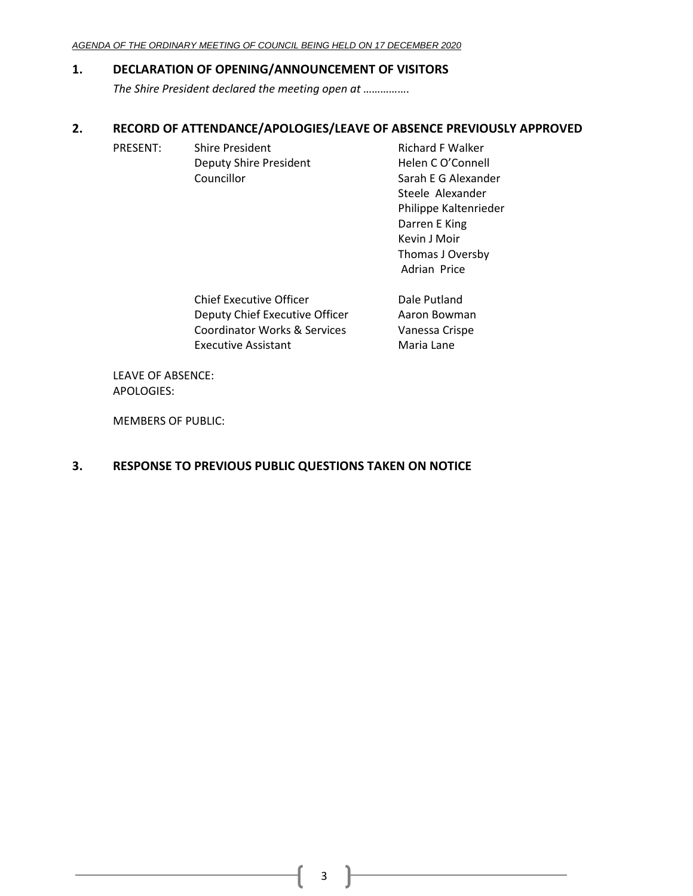## 1. DECLARATION OF OPENING/ANNOUNCEMENT OF VISITORS

*The Shire President declared the meeting open at …………….*

## 2. RECORD OF ATTENDANCE/APOLOGIES/LEAVE OF ABSENCE PREVIOUSLY APPROVED

| PRESENT: | | |
|---|---|---|
| | Shire President | Richard F Walker |
| | Deputy Shire President | Helen C O'Connell |
| | Councillor | Sarah E G Alexander |
| | | Steele Alexander |
| | | Philippe Kaltenrieder |
| | | Darren E King |
| | | Kevin J Moir |
| | | Thomas J Oversby |
| | | Adrian Price |
| | Chief Executive Officer | Dale Putland |
| | Deputy Chief Executive Officer | Aaron Bowman |
| | Coordinator Works & Services | Vanessa Crispe |
| | Executive Assistant | Maria Lane |

LEAVE OF ABSENCE:
APOLOGIES:

MEMBERS OF PUBLIC:

## 3. RESPONSE TO PREVIOUS PUBLIC QUESTIONS TAKEN ON NOTICE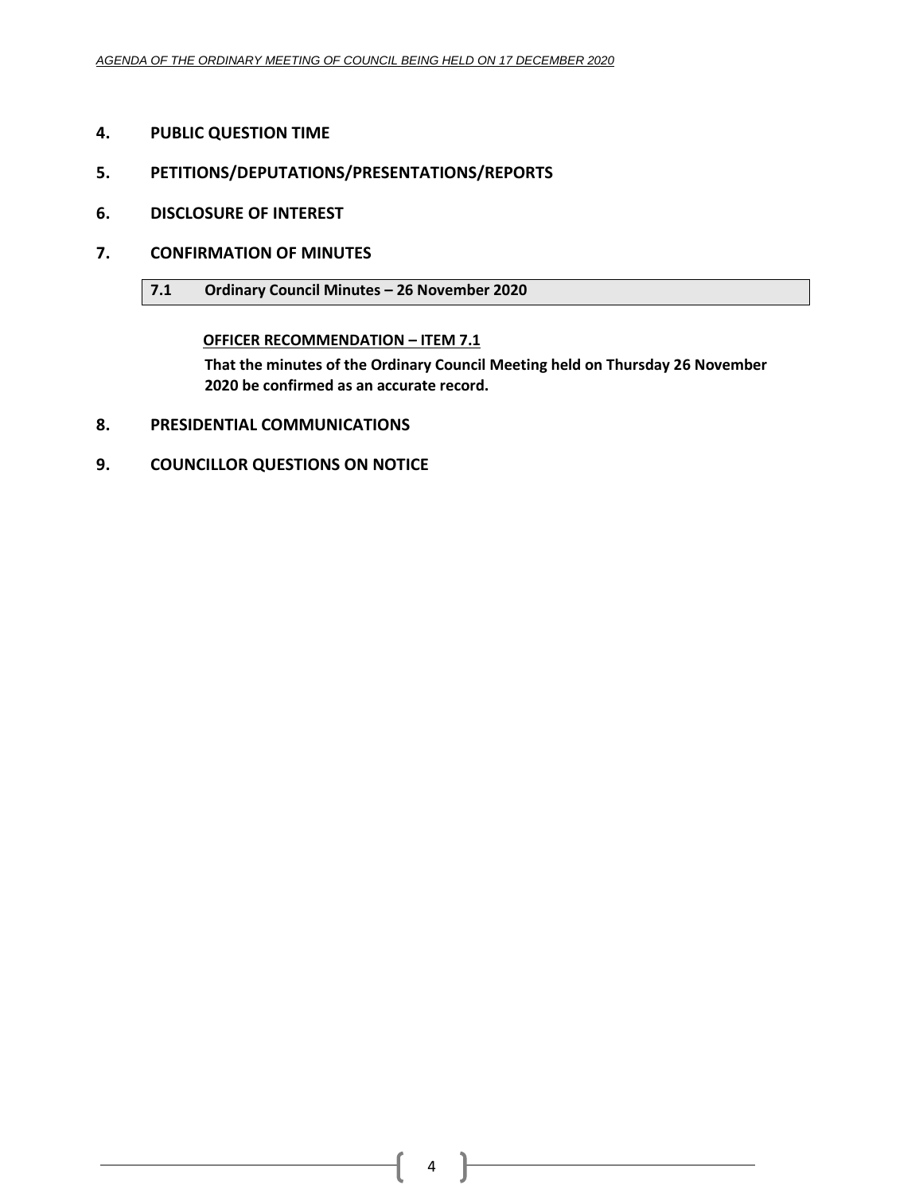## 4. PUBLIC QUESTION TIME

## 5. PETITIONS/DEPUTATIONS/PRESENTATIONS/REPORTS

## 6. DISCLOSURE OF INTEREST

## 7. CONFIRMATION OF MINUTES

### 7.1 Ordinary Council Minutes – 26 November 2020

**OFFICER RECOMMENDATION – ITEM 7.1**

**That the minutes of the Ordinary Council Meeting held on Thursday 26 November 2020 be confirmed as an accurate record.**

## 8. PRESIDENTIAL COMMUNICATIONS

## 9. COUNCILLOR QUESTIONS ON NOTICE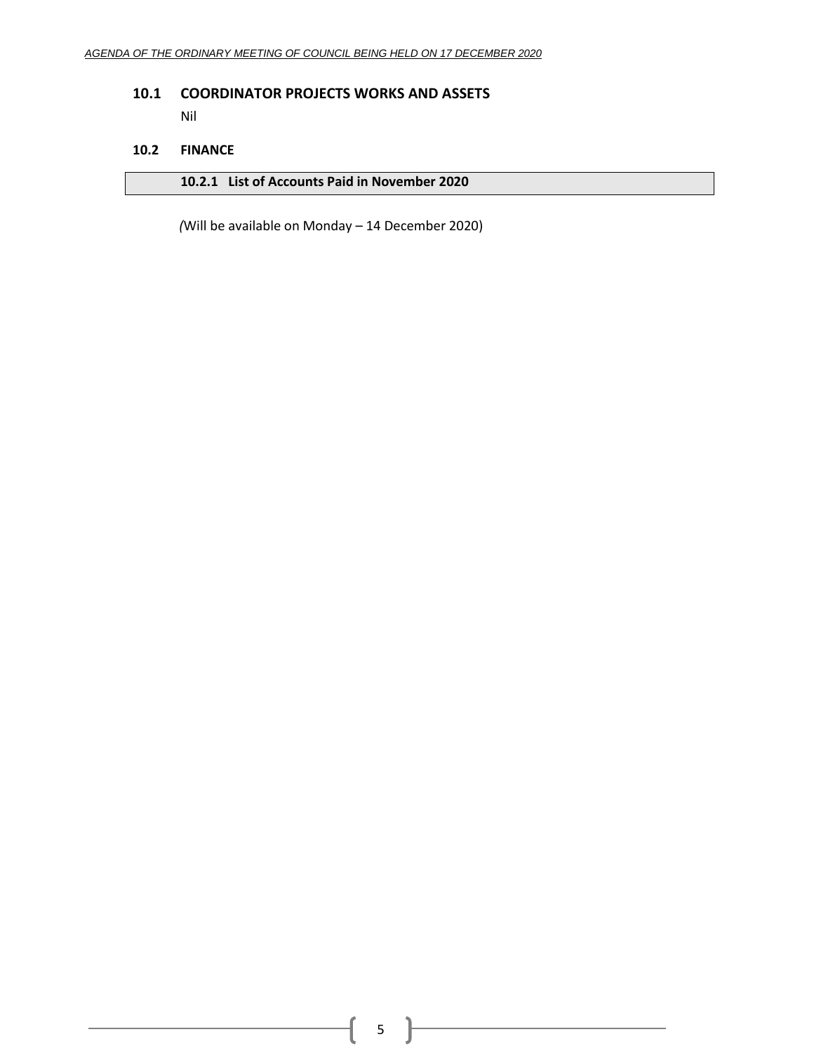## 10.1 COORDINATOR PROJECTS WORKS AND ASSETS

Nil

## 10.2 FINANCE

### 10.2.1 List of Accounts Paid in November 2020

*(*Will be available on Monday – 14 December 2020)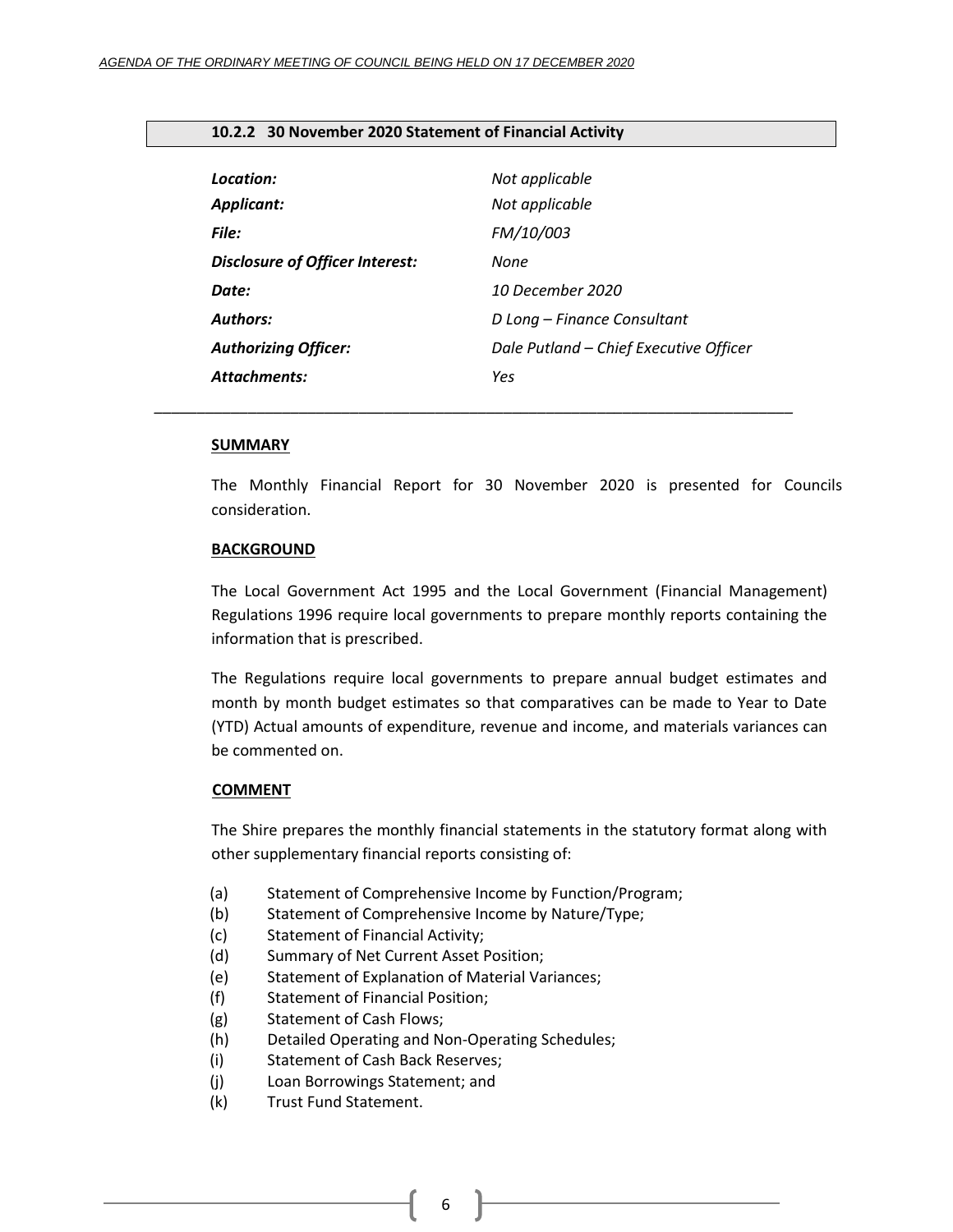## 10.2.2 30 November 2020 Statement of Financial Activity

| | |
|---|---|
| ***Location:*** | *Not applicable* |
| ***Applicant:*** | *Not applicable* |
| ***File:*** | *FM/10/003* |
| ***Disclosure of Officer Interest:*** | *None* |
| ***Date:*** | *10 December 2020* |
| ***Authors:*** | *D Long – Finance Consultant* |
| ***Authorizing Officer:*** | *Dale Putland – Chief Executive Officer* |
| ***Attachments:*** | *Yes* |

---

### SUMMARY

The Monthly Financial Report for 30 November 2020 is presented for Councils consideration.

### BACKGROUND

The Local Government Act 1995 and the Local Government (Financial Management) Regulations 1996 require local governments to prepare monthly reports containing the information that is prescribed.

The Regulations require local governments to prepare annual budget estimates and month by month budget estimates so that comparatives can be made to Year to Date (YTD) Actual amounts of expenditure, revenue and income, and materials variances can be commented on.

### COMMENT

The Shire prepares the monthly financial statements in the statutory format along with other supplementary financial reports consisting of:

(a) Statement of Comprehensive Income by Function/Program;
(b) Statement of Comprehensive Income by Nature/Type;
(c) Statement of Financial Activity;
(d) Summary of Net Current Asset Position;
(e) Statement of Explanation of Material Variances;
(f) Statement of Financial Position;
(g) Statement of Cash Flows;
(h) Detailed Operating and Non-Operating Schedules;
(i) Statement of Cash Back Reserves;
(j) Loan Borrowings Statement; and
(k) Trust Fund Statement.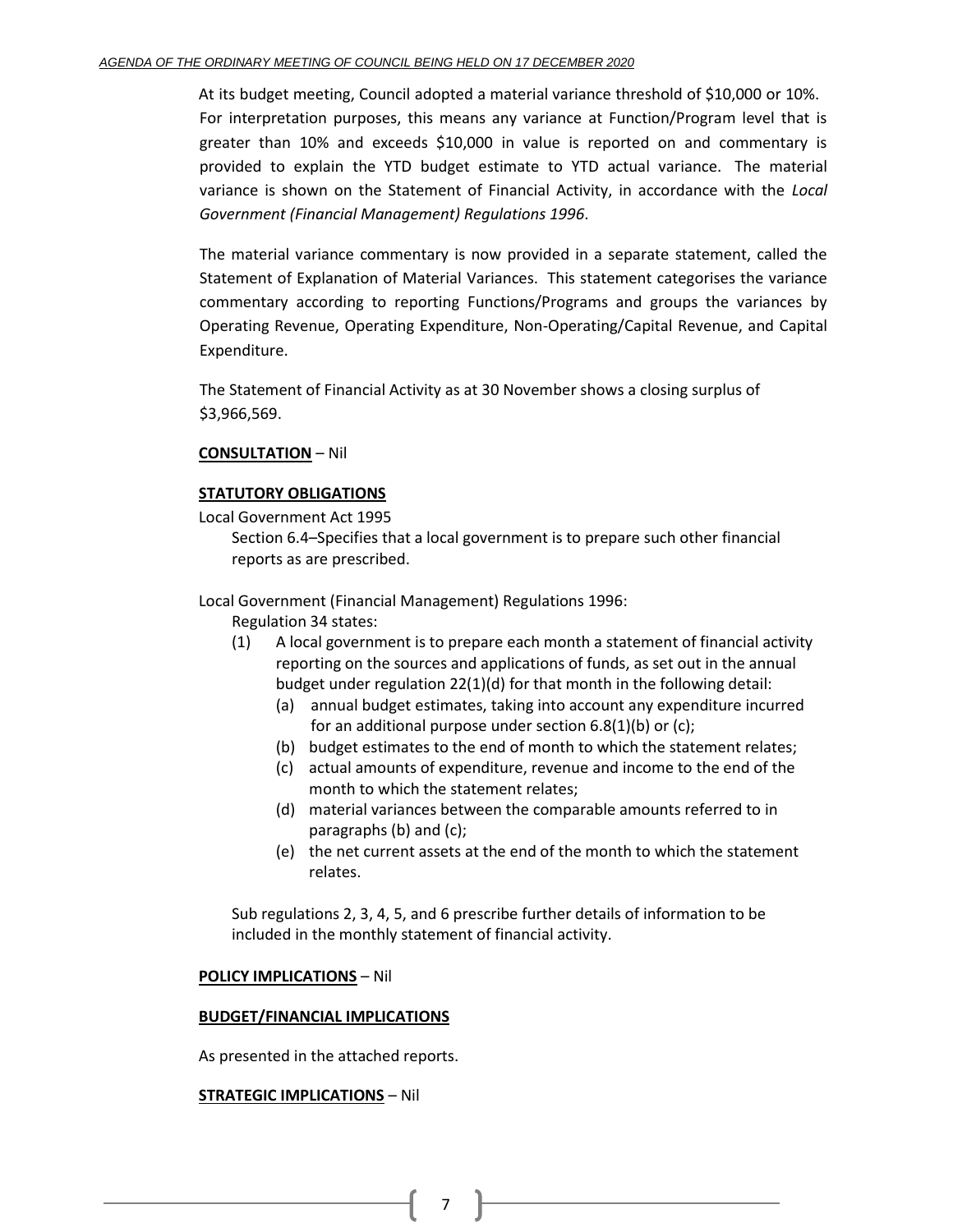At its budget meeting, Council adopted a material variance threshold of $10,000 or 10%. For interpretation purposes, this means any variance at Function/Program level that is greater than 10% and exceeds $10,000 in value is reported on and commentary is provided to explain the YTD budget estimate to YTD actual variance. The material variance is shown on the Statement of Financial Activity, in accordance with the *Local Government (Financial Management) Regulations 1996*.

The material variance commentary is now provided in a separate statement, called the Statement of Explanation of Material Variances. This statement categorises the variance commentary according to reporting Functions/Programs and groups the variances by Operating Revenue, Operating Expenditure, Non-Operating/Capital Revenue, and Capital Expenditure.

The Statement of Financial Activity as at 30 November shows a closing surplus of $3,966,569.

**CONSULTATION** – Nil

**STATUTORY OBLIGATIONS**

Local Government Act 1995

Section 6.4–Specifies that a local government is to prepare such other financial reports as are prescribed.

Local Government (Financial Management) Regulations 1996:

Regulation 34 states:

(1) A local government is to prepare each month a statement of financial activity reporting on the sources and applications of funds, as set out in the annual budget under regulation 22(1)(d) for that month in the following detail:

- (a) annual budget estimates, taking into account any expenditure incurred for an additional purpose under section 6.8(1)(b) or (c);
- (b) budget estimates to the end of month to which the statement relates;
- (c) actual amounts of expenditure, revenue and income to the end of the month to which the statement relates;
- (d) material variances between the comparable amounts referred to in paragraphs (b) and (c);
- (e) the net current assets at the end of the month to which the statement relates.

Sub regulations 2, 3, 4, 5, and 6 prescribe further details of information to be included in the monthly statement of financial activity.

**POLICY IMPLICATIONS** – Nil

**BUDGET/FINANCIAL IMPLICATIONS**

As presented in the attached reports.

**STRATEGIC IMPLICATIONS** – Nil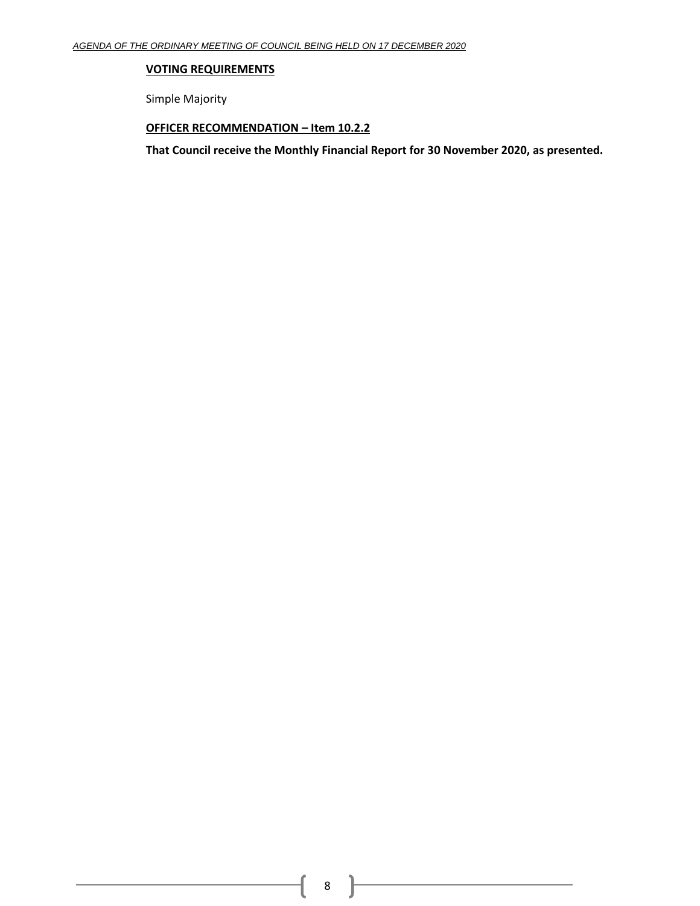**VOTING REQUIREMENTS**

Simple Majority

**OFFICER RECOMMENDATION – Item 10.2.2**

**That Council receive the Monthly Financial Report for 30 November 2020, as presented.**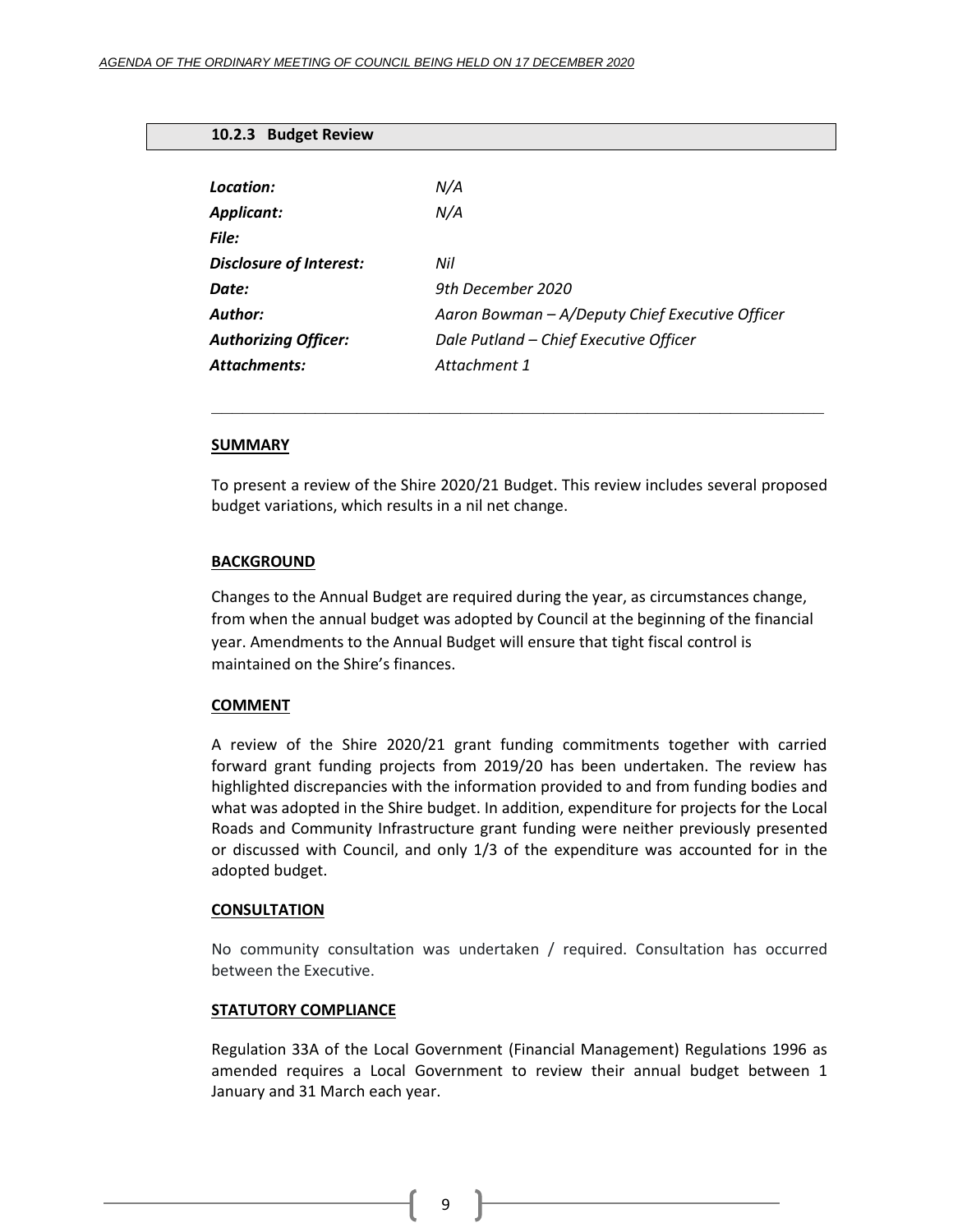## 10.2.3 Budget Review

| | |
|---|---|
| ***Location:*** | *N/A* |
| ***Applicant:*** | *N/A* |
| ***File:*** | |
| ***Disclosure of Interest:*** | *Nil* |
| ***Date:*** | *9th December 2020* |
| ***Author:*** | *Aaron Bowman – A/Deputy Chief Executive Officer* |
| ***Authorizing Officer:*** | *Dale Putland – Chief Executive Officer* |
| ***Attachments:*** | *Attachment 1* |

### SUMMARY

To present a review of the Shire 2020/21 Budget. This review includes several proposed budget variations, which results in a nil net change.

### BACKGROUND

Changes to the Annual Budget are required during the year, as circumstances change, from when the annual budget was adopted by Council at the beginning of the financial year. Amendments to the Annual Budget will ensure that tight fiscal control is maintained on the Shire's finances.

### COMMENT

A review of the Shire 2020/21 grant funding commitments together with carried forward grant funding projects from 2019/20 has been undertaken. The review has highlighted discrepancies with the information provided to and from funding bodies and what was adopted in the Shire budget. In addition, expenditure for projects for the Local Roads and Community Infrastructure grant funding were neither previously presented or discussed with Council, and only 1/3 of the expenditure was accounted for in the adopted budget.

### CONSULTATION

No community consultation was undertaken / required. Consultation has occurred between the Executive.

### STATUTORY COMPLIANCE

Regulation 33A of the Local Government (Financial Management) Regulations 1996 as amended requires a Local Government to review their annual budget between 1 January and 31 March each year.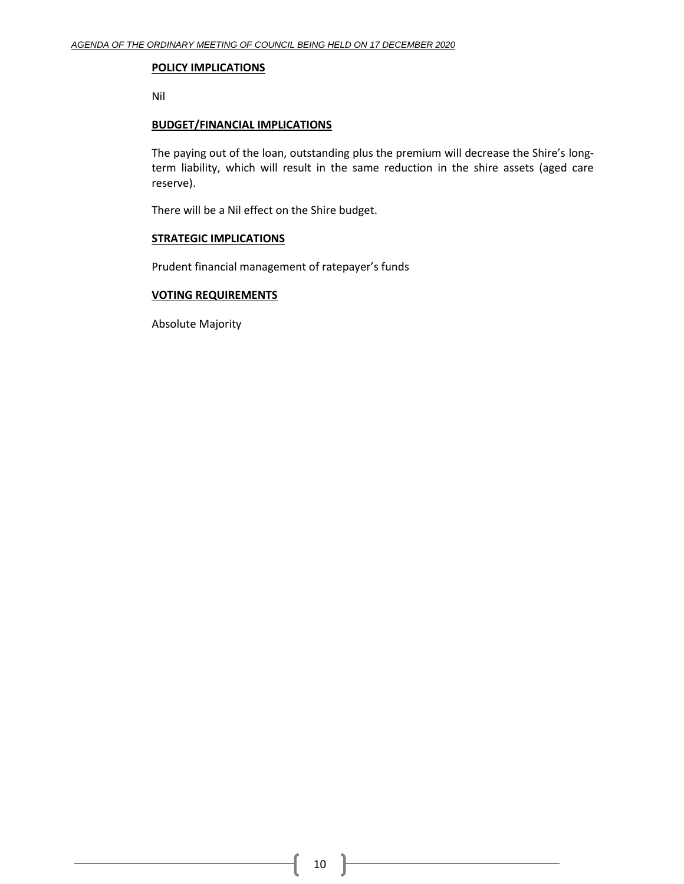**POLICY IMPLICATIONS**

Nil

**BUDGET/FINANCIAL IMPLICATIONS**

The paying out of the loan, outstanding plus the premium will decrease the Shire's long-term liability, which will result in the same reduction in the shire assets (aged care reserve).

There will be a Nil effect on the Shire budget.

**STRATEGIC IMPLICATIONS**

Prudent financial management of ratepayer's funds

**VOTING REQUIREMENTS**

Absolute Majority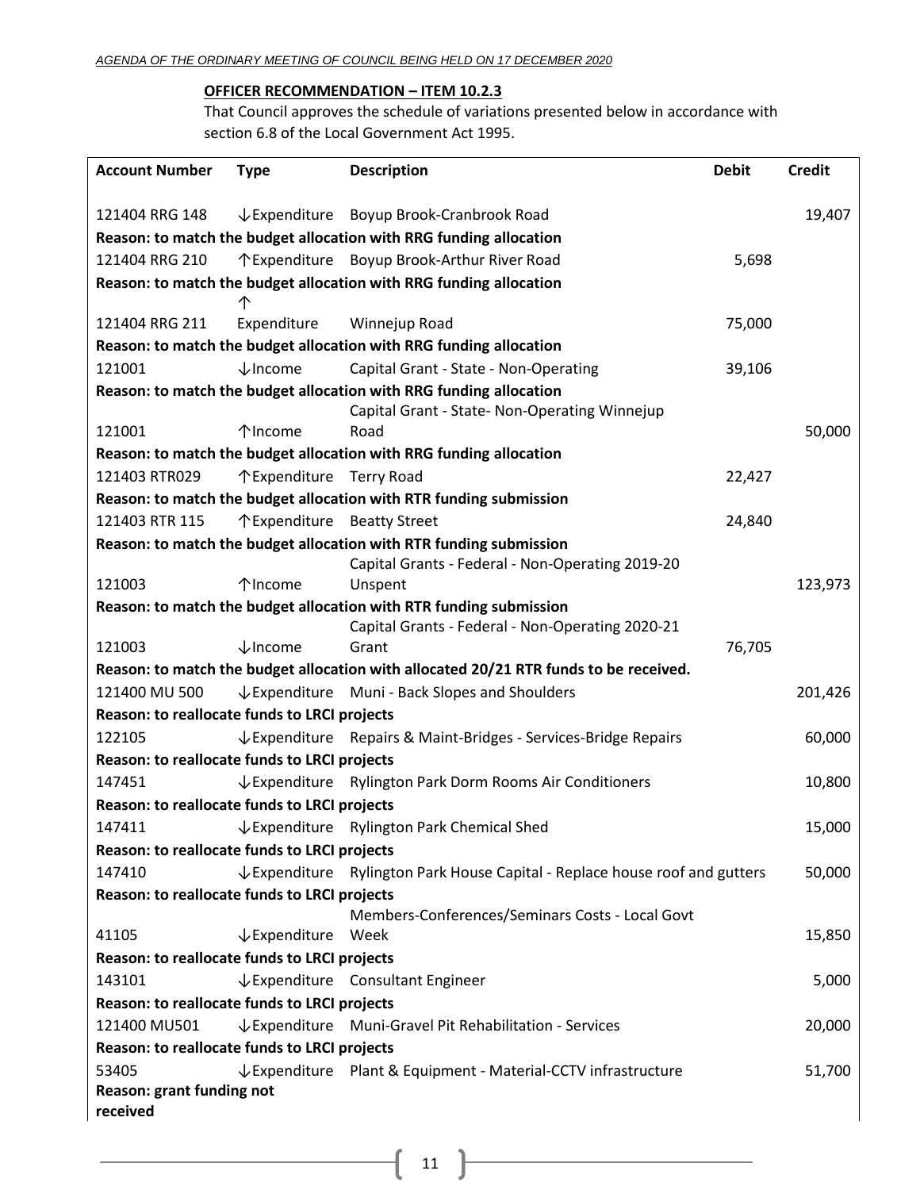**OFFICER RECOMMENDATION – ITEM 10.2.3**

That Council approves the schedule of variations presented below in accordance with section 6.8 of the Local Government Act 1995.

| Account Number | Type | Description | Debit | Credit |
|---|---|---|---|---|
| 121404 RRG 148 | ↓Expenditure | Boyup Brook-Cranbrook Road | | 19,407 |
| **Reason: to match the budget allocation with RRG funding allocation** | | | | |
| 121404 RRG 210 | ↑Expenditure | Boyup Brook-Arthur River Road | 5,698 | |
| **Reason: to match the budget allocation with RRG funding allocation** | | | | |
| 121404 RRG 211 | ↑ Expenditure | Winnejup Road | 75,000 | |
| **Reason: to match the budget allocation with RRG funding allocation** | | | | |
| 121001 | ↓Income | Capital Grant - State - Non-Operating | 39,106 | |
| **Reason: to match the budget allocation with RRG funding allocation** | | | | |
| 121001 | ↑Income | Capital Grant - State- Non-Operating Winnejup Road | | 50,000 |
| **Reason: to match the budget allocation with RRG funding allocation** | | | | |
| 121403 RTR029 | ↑Expenditure | Terry Road | 22,427 | |
| **Reason: to match the budget allocation with RTR funding submission** | | | | |
| 121403 RTR 115 | ↑Expenditure | Beatty Street | 24,840 | |
| **Reason: to match the budget allocation with RTR funding submission** | | | | |
| 121003 | ↑Income | Capital Grants - Federal - Non-Operating 2019-20 Unspent | | 123,973 |
| **Reason: to match the budget allocation with RTR funding submission** | | | | |
| 121003 | ↓Income | Capital Grants - Federal - Non-Operating 2020-21 Grant | 76,705 | |
| **Reason: to match the budget allocation with allocated 20/21 RTR funds to be received.** | | | | |
| 121400 MU 500 | ↓Expenditure | Muni - Back Slopes and Shoulders | | 201,426 |
| **Reason: to reallocate funds to LRCI projects** | | | | |
| 122105 | ↓Expenditure | Repairs & Maint-Bridges - Services-Bridge Repairs | | 60,000 |
| **Reason: to reallocate funds to LRCI projects** | | | | |
| 147451 | ↓Expenditure | Rylington Park Dorm Rooms Air Conditioners | | 10,800 |
| **Reason: to reallocate funds to LRCI projects** | | | | |
| 147411 | ↓Expenditure | Rylington Park Chemical Shed | | 15,000 |
| **Reason: to reallocate funds to LRCI projects** | | | | |
| 147410 | ↓Expenditure | Rylington Park House Capital - Replace house roof and gutters | | 50,000 |
| **Reason: to reallocate funds to LRCI projects** | | | | |
| 41105 | ↓Expenditure | Members-Conferences/Seminars Costs - Local Govt Week | | 15,850 |
| **Reason: to reallocate funds to LRCI projects** | | | | |
| 143101 | ↓Expenditure | Consultant Engineer | | 5,000 |
| **Reason: to reallocate funds to LRCI projects** | | | | |
| 121400 MU501 | ↓Expenditure | Muni-Gravel Pit Rehabilitation - Services | | 20,000 |
| **Reason: to reallocate funds to LRCI projects** | | | | |
| 53405 | ↓Expenditure | Plant & Equipment - Material-CCTV infrastructure | | 51,700 |
| **Reason: grant funding not received** | | | | |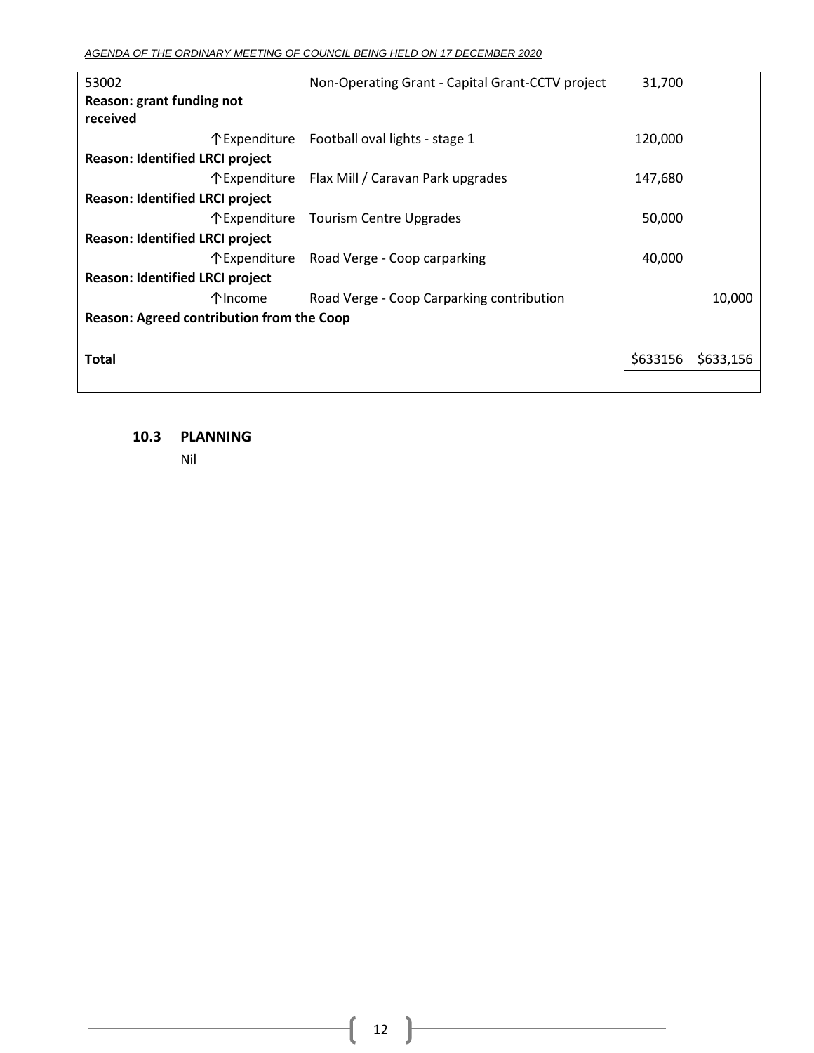| | | | |
|---|---|---|---|
| 53002 | Non-Operating Grant - Capital Grant-CCTV project | 31,700 | |
| **Reason: grant funding not received** | | | |
| ↑Expenditure | Football oval lights - stage 1 | 120,000 | |
| **Reason: Identified LRCI project** | | | |
| ↑Expenditure | Flax Mill / Caravan Park upgrades | 147,680 | |
| **Reason: Identified LRCI project** | | | |
| ↑Expenditure | Tourism Centre Upgrades | 50,000 | |
| **Reason: Identified LRCI project** | | | |
| ↑Expenditure | Road Verge - Coop carparking | 40,000 | |
| **Reason: Identified LRCI project** | | | |
| ↑Income | Road Verge - Coop Carparking contribution | | 10,000 |
| **Reason: Agreed contribution from the Coop** | | | |
| **Total** | | $633156 | $633,156 |

### 10.3 PLANNING

Nil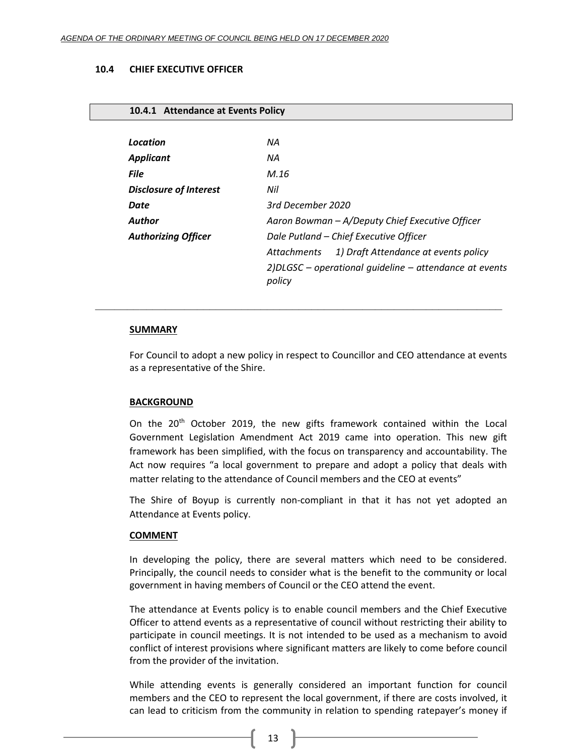## 10.4 CHIEF EXECUTIVE OFFICER

### 10.4.1 Attendance at Events Policy

| | |
|---|---|
| ***Location*** | *NA* |
| ***Applicant*** | *NA* |
| ***File*** | *M.16* |
| ***Disclosure of Interest*** | *Nil* |
| ***Date*** | *3rd December 2020* |
| ***Author*** | *Aaron Bowman – A/Deputy Chief Executive Officer* |
| ***Authorizing Officer*** | *Dale Putland – Chief Executive Officer* |
| | *Attachments 1) Draft Attendance at events policy* |
| | *2)DLGSC – operational guideline – attendance at events policy* |

---

**SUMMARY**

For Council to adopt a new policy in respect to Councillor and CEO attendance at events as a representative of the Shire.

**BACKGROUND**

On the 20th October 2019, the new gifts framework contained within the Local Government Legislation Amendment Act 2019 came into operation. This new gift framework has been simplified, with the focus on transparency and accountability. The Act now requires "a local government to prepare and adopt a policy that deals with matter relating to the attendance of Council members and the CEO at events"

The Shire of Boyup is currently non-compliant in that it has not yet adopted an Attendance at Events policy.

**COMMENT**

In developing the policy, there are several matters which need to be considered. Principally, the council needs to consider what is the benefit to the community or local government in having members of Council or the CEO attend the event.

The attendance at Events policy is to enable council members and the Chief Executive Officer to attend events as a representative of council without restricting their ability to participate in council meetings. It is not intended to be used as a mechanism to avoid conflict of interest provisions where significant matters are likely to come before council from the provider of the invitation.

While attending events is generally considered an important function for council members and the CEO to represent the local government, if there are costs involved, it can lead to criticism from the community in relation to spending ratepayer's money if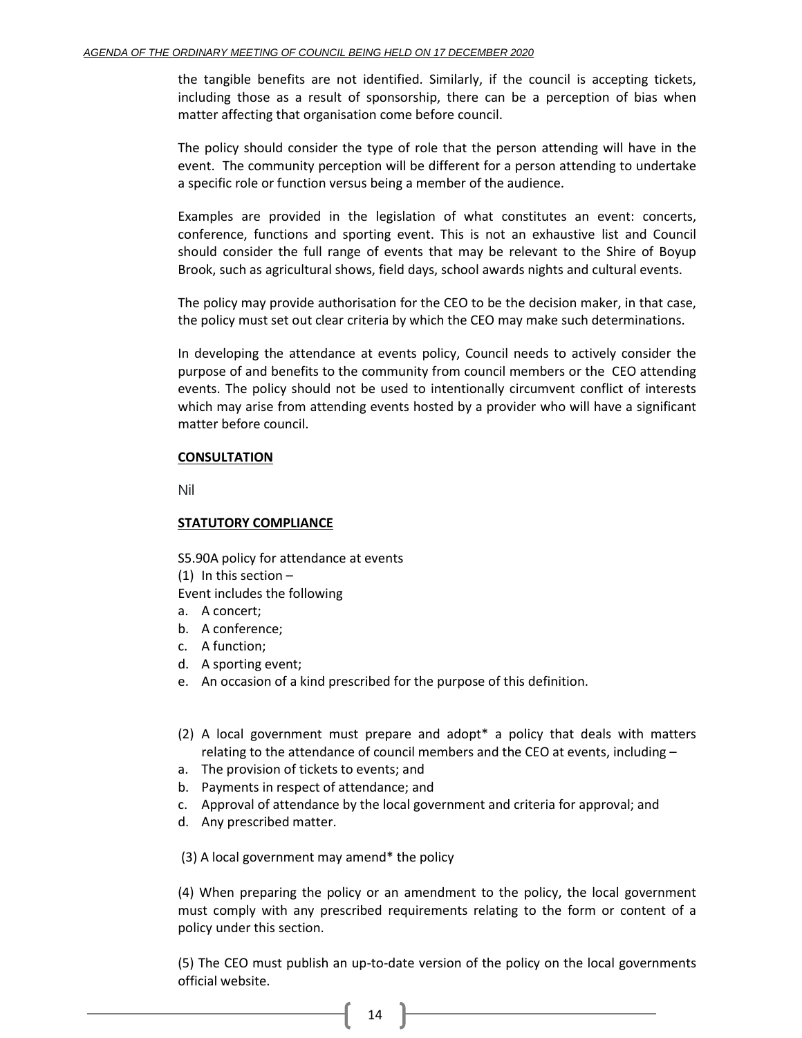the tangible benefits are not identified. Similarly, if the council is accepting tickets, including those as a result of sponsorship, there can be a perception of bias when matter affecting that organisation come before council.

The policy should consider the type of role that the person attending will have in the event. The community perception will be different for a person attending to undertake a specific role or function versus being a member of the audience.

Examples are provided in the legislation of what constitutes an event: concerts, conference, functions and sporting event. This is not an exhaustive list and Council should consider the full range of events that may be relevant to the Shire of Boyup Brook, such as agricultural shows, field days, school awards nights and cultural events.

The policy may provide authorisation for the CEO to be the decision maker, in that case, the policy must set out clear criteria by which the CEO may make such determinations.

In developing the attendance at events policy, Council needs to actively consider the purpose of and benefits to the community from council members or the CEO attending events. The policy should not be used to intentionally circumvent conflict of interests which may arise from attending events hosted by a provider who will have a significant matter before council.

**CONSULTATION**

Nil

**STATUTORY COMPLIANCE**

S5.90A policy for attendance at events

(1) In this section –

Event includes the following

a. A concert;
b. A conference;
c. A function;
d. A sporting event;
e. An occasion of a kind prescribed for the purpose of this definition.

(2) A local government must prepare and adopt* a policy that deals with matters relating to the attendance of council members and the CEO at events, including –

a. The provision of tickets to events; and
b. Payments in respect of attendance; and
c. Approval of attendance by the local government and criteria for approval; and
d. Any prescribed matter.

(3) A local government may amend* the policy

(4) When preparing the policy or an amendment to the policy, the local government must comply with any prescribed requirements relating to the form or content of a policy under this section.

(5) The CEO must publish an up-to-date version of the policy on the local governments official website.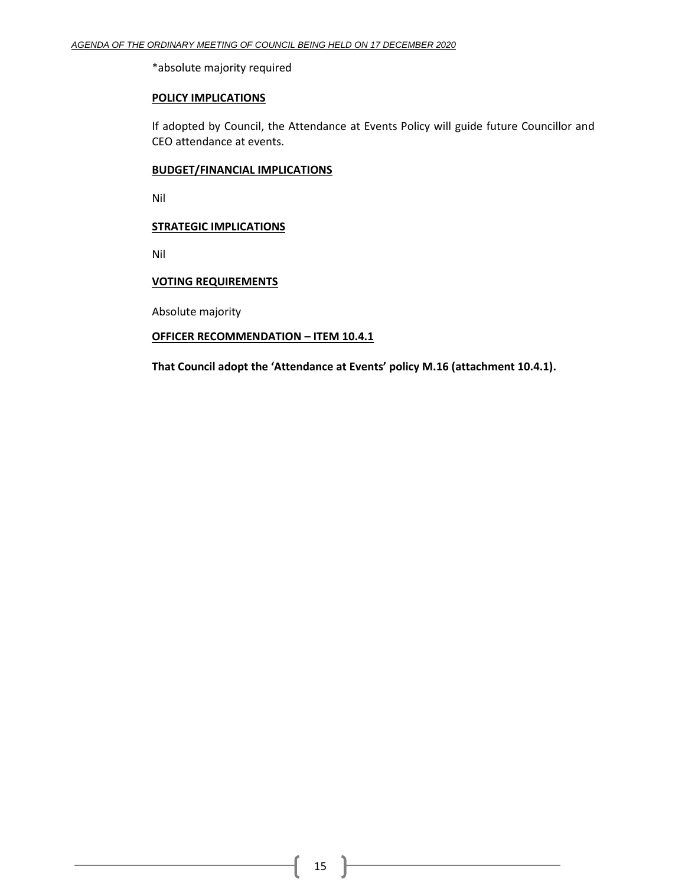*absolute majority required

**POLICY IMPLICATIONS**

If adopted by Council, the Attendance at Events Policy will guide future Councillor and CEO attendance at events.

**BUDGET/FINANCIAL IMPLICATIONS**

Nil

**STRATEGIC IMPLICATIONS**

Nil

**VOTING REQUIREMENTS**

Absolute majority

**OFFICER RECOMMENDATION – ITEM 10.4.1**

**That Council adopt the 'Attendance at Events' policy M.16 (attachment 10.4.1).**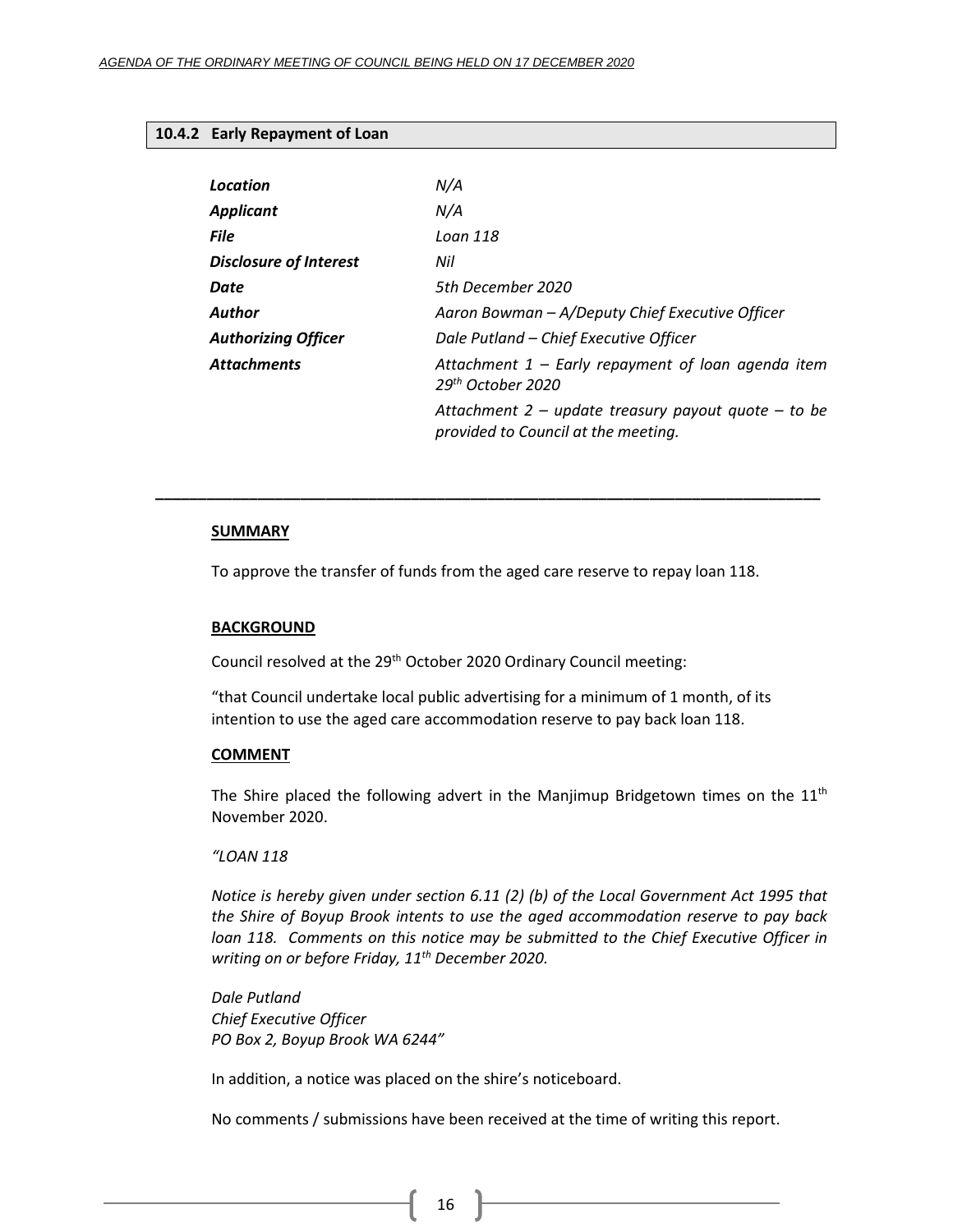## 10.4.2 Early Repayment of Loan

| | |
|---|---|
| ***Location*** | *N/A* |
| ***Applicant*** | *N/A* |
| ***File*** | *Loan 118* |
| ***Disclosure of Interest*** | *Nil* |
| ***Date*** | *5th December 2020* |
| ***Author*** | *Aaron Bowman – A/Deputy Chief Executive Officer* |
| ***Authorizing Officer*** | *Dale Putland – Chief Executive Officer* |
| ***Attachments*** | *Attachment 1 – Early repayment of loan agenda item 29th October 2020* <br> *Attachment 2 – update treasury payout quote – to be provided to Council at the meeting.* |

---

**SUMMARY**

To approve the transfer of funds from the aged care reserve to repay loan 118.

**BACKGROUND**

Council resolved at the 29th October 2020 Ordinary Council meeting:

"that Council undertake local public advertising for a minimum of 1 month, of its intention to use the aged care accommodation reserve to pay back loan 118.

**COMMENT**

The Shire placed the following advert in the Manjimup Bridgetown times on the 11th November 2020.

*"LOAN 118*

*Notice is hereby given under section 6.11 (2) (b) of the Local Government Act 1995 that the Shire of Boyup Brook intents to use the aged accommodation reserve to pay back loan 118. Comments on this notice may be submitted to the Chief Executive Officer in writing on or before Friday, 11th December 2020.*

*Dale Putland*
*Chief Executive Officer*
*PO Box 2, Boyup Brook WA 6244"*

In addition, a notice was placed on the shire's noticeboard.

No comments / submissions have been received at the time of writing this report.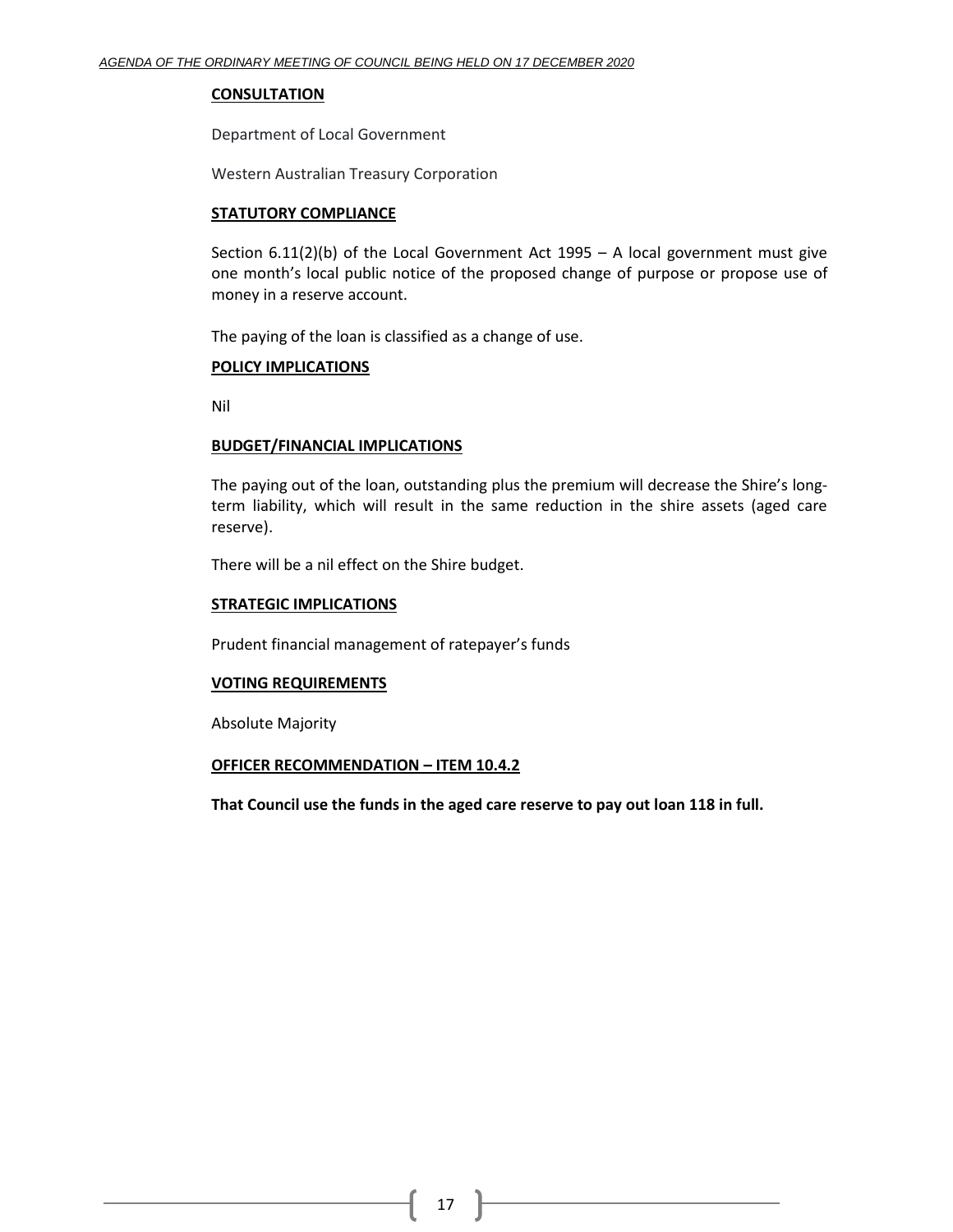**CONSULTATION**

Department of Local Government

Western Australian Treasury Corporation

**STATUTORY COMPLIANCE**

Section 6.11(2)(b) of the Local Government Act 1995 – A local government must give one month's local public notice of the proposed change of purpose or propose use of money in a reserve account.

The paying of the loan is classified as a change of use.

**POLICY IMPLICATIONS**

Nil

**BUDGET/FINANCIAL IMPLICATIONS**

The paying out of the loan, outstanding plus the premium will decrease the Shire's long-term liability, which will result in the same reduction in the shire assets (aged care reserve).

There will be a nil effect on the Shire budget.

**STRATEGIC IMPLICATIONS**

Prudent financial management of ratepayer's funds

**VOTING REQUIREMENTS**

Absolute Majority

**OFFICER RECOMMENDATION – ITEM 10.4.2**

**That Council use the funds in the aged care reserve to pay out loan 118 in full.**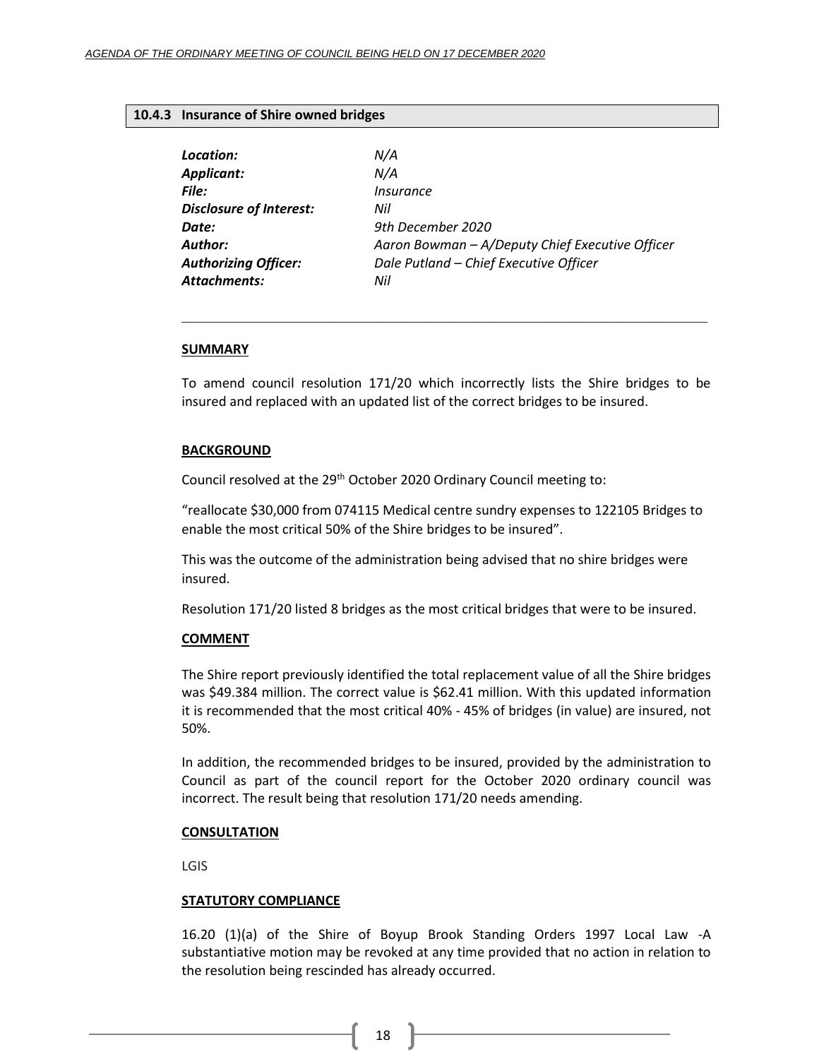### 10.4.3 Insurance of Shire owned bridges

*Location:* *N/A*
*Applicant:* *N/A*
*File:* *Insurance*
*Disclosure of Interest:* *Nil*
*Date:* *9th December 2020*
*Author:* *Aaron Bowman – A/Deputy Chief Executive Officer*
*Authorizing Officer:* *Dale Putland – Chief Executive Officer*
*Attachments:* *Nil*

---

**SUMMARY**

To amend council resolution 171/20 which incorrectly lists the Shire bridges to be insured and replaced with an updated list of the correct bridges to be insured.

**BACKGROUND**

Council resolved at the 29th October 2020 Ordinary Council meeting to:

"reallocate $30,000 from 074115 Medical centre sundry expenses to 122105 Bridges to enable the most critical 50% of the Shire bridges to be insured".

This was the outcome of the administration being advised that no shire bridges were insured.

Resolution 171/20 listed 8 bridges as the most critical bridges that were to be insured.

**COMMENT**

The Shire report previously identified the total replacement value of all the Shire bridges was $49.384 million. The correct value is $62.41 million. With this updated information it is recommended that the most critical 40% - 45% of bridges (in value) are insured, not 50%.

In addition, the recommended bridges to be insured, provided by the administration to Council as part of the council report for the October 2020 ordinary council was incorrect. The result being that resolution 171/20 needs amending.

**CONSULTATION**

LGIS

**STATUTORY COMPLIANCE**

16.20 (1)(a) of the Shire of Boyup Brook Standing Orders 1997 Local Law -A substantiative motion may be revoked at any time provided that no action in relation to the resolution being rescinded has already occurred.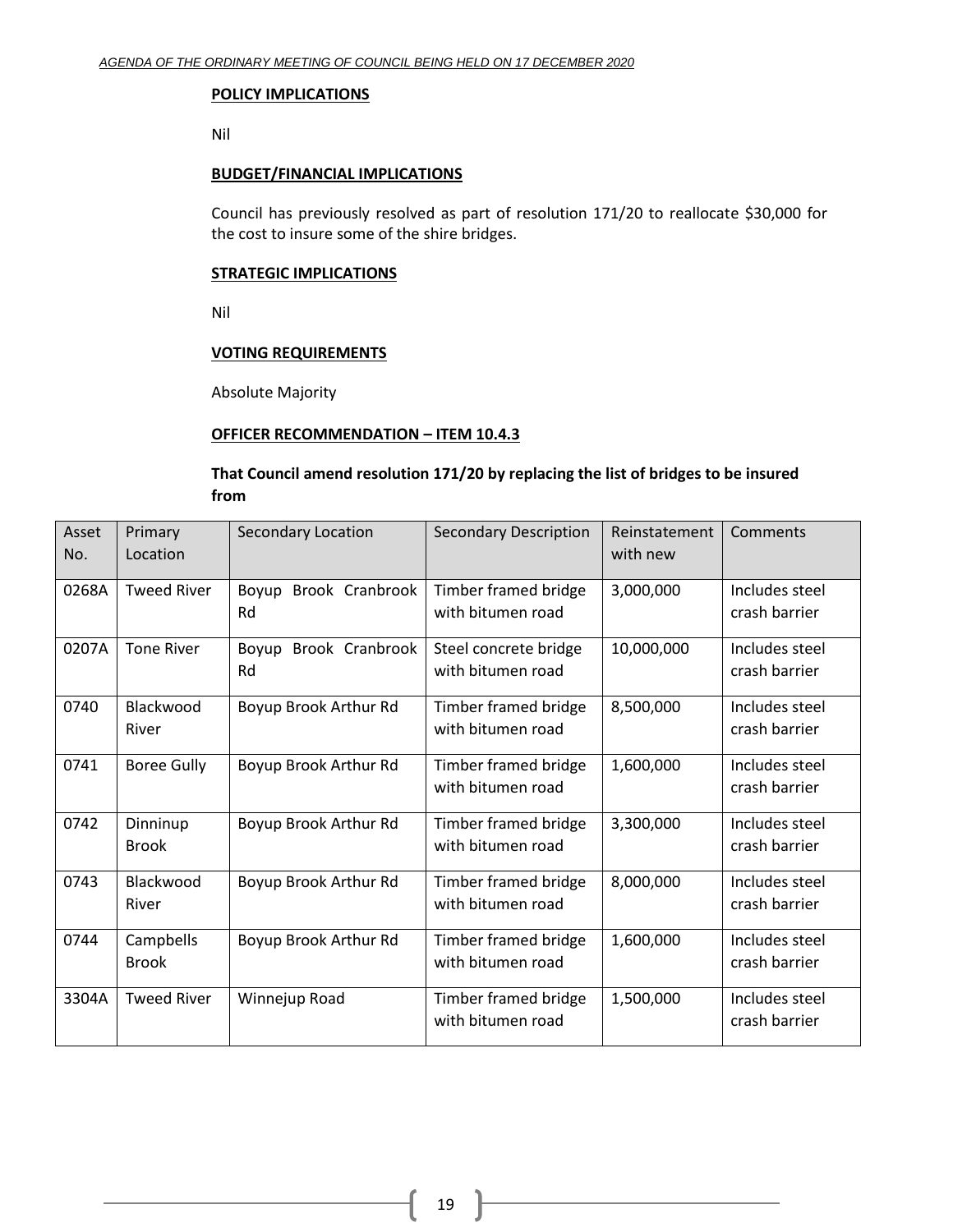**POLICY IMPLICATIONS**

Nil

**BUDGET/FINANCIAL IMPLICATIONS**

Council has previously resolved as part of resolution 171/20 to reallocate $30,000 for the cost to insure some of the shire bridges.

**STRATEGIC IMPLICATIONS**

Nil

**VOTING REQUIREMENTS**

Absolute Majority

**OFFICER RECOMMENDATION – ITEM 10.4.3**

**That Council amend resolution 171/20 by replacing the list of bridges to be insured from**

| Asset No. | Primary Location | Secondary Location | Secondary Description | Reinstatement with new | Comments |
|---|---|---|---|---|---|
| 0268A | Tweed River | Boyup Brook Cranbrook Rd | Timber framed bridge with bitumen road | 3,000,000 | Includes steel crash barrier |
| 0207A | Tone River | Boyup Brook Cranbrook Rd | Steel concrete bridge with bitumen road | 10,000,000 | Includes steel crash barrier |
| 0740 | Blackwood River | Boyup Brook Arthur Rd | Timber framed bridge with bitumen road | 8,500,000 | Includes steel crash barrier |
| 0741 | Boree Gully | Boyup Brook Arthur Rd | Timber framed bridge with bitumen road | 1,600,000 | Includes steel crash barrier |
| 0742 | Dinninup Brook | Boyup Brook Arthur Rd | Timber framed bridge with bitumen road | 3,300,000 | Includes steel crash barrier |
| 0743 | Blackwood River | Boyup Brook Arthur Rd | Timber framed bridge with bitumen road | 8,000,000 | Includes steel crash barrier |
| 0744 | Campbells Brook | Boyup Brook Arthur Rd | Timber framed bridge with bitumen road | 1,600,000 | Includes steel crash barrier |
| 3304A | Tweed River | Winnejup Road | Timber framed bridge with bitumen road | 1,500,000 | Includes steel crash barrier |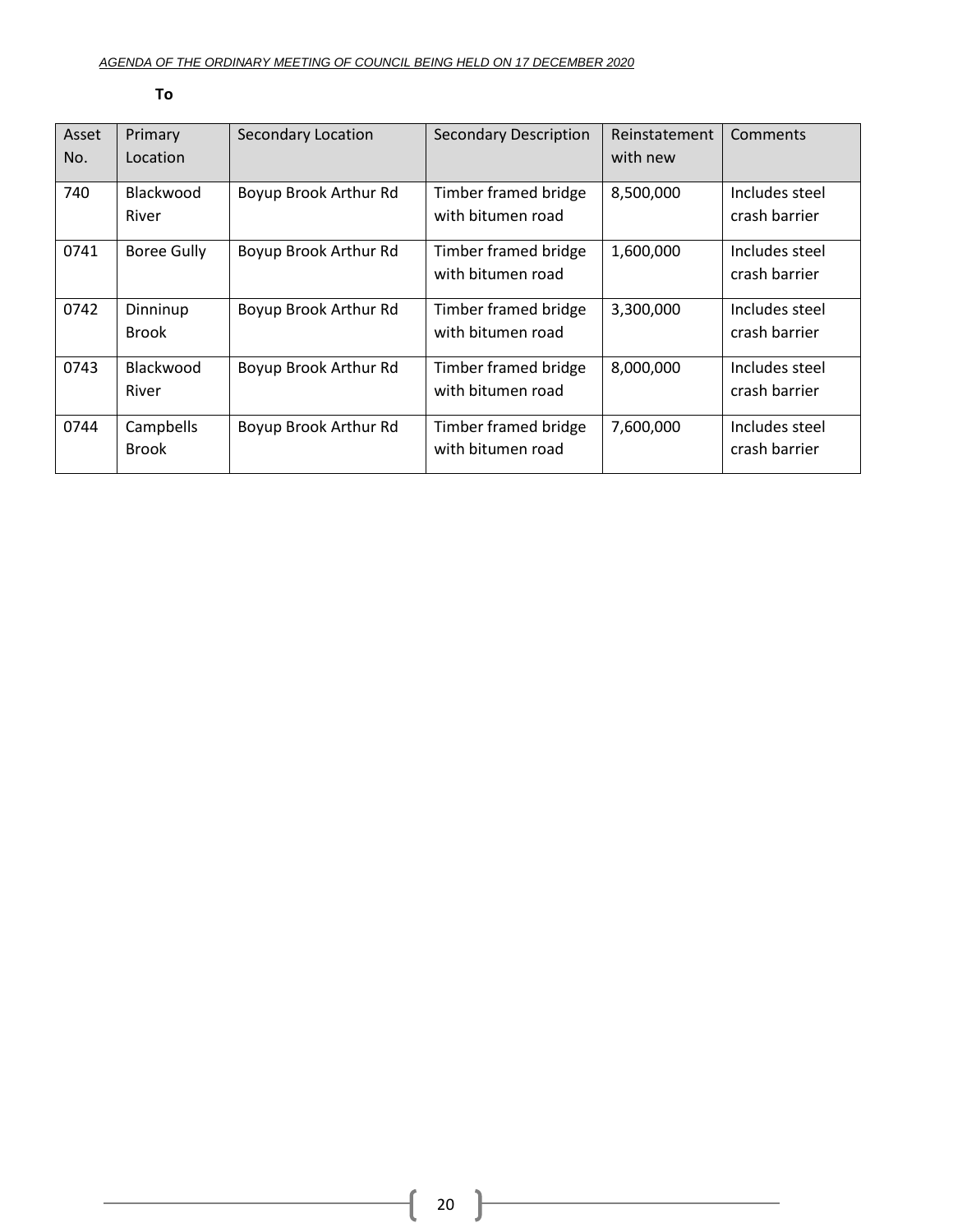**To**

| Asset No. | Primary Location | Secondary Location | Secondary Description | Reinstatement with new | Comments |
|---|---|---|---|---|---|
| 740 | Blackwood River | Boyup Brook Arthur Rd | Timber framed bridge with bitumen road | 8,500,000 | Includes steel crash barrier |
| 0741 | Boree Gully | Boyup Brook Arthur Rd | Timber framed bridge with bitumen road | 1,600,000 | Includes steel crash barrier |
| 0742 | Dinninup Brook | Boyup Brook Arthur Rd | Timber framed bridge with bitumen road | 3,300,000 | Includes steel crash barrier |
| 0743 | Blackwood River | Boyup Brook Arthur Rd | Timber framed bridge with bitumen road | 8,000,000 | Includes steel crash barrier |
| 0744 | Campbells Brook | Boyup Brook Arthur Rd | Timber framed bridge with bitumen road | 7,600,000 | Includes steel crash barrier |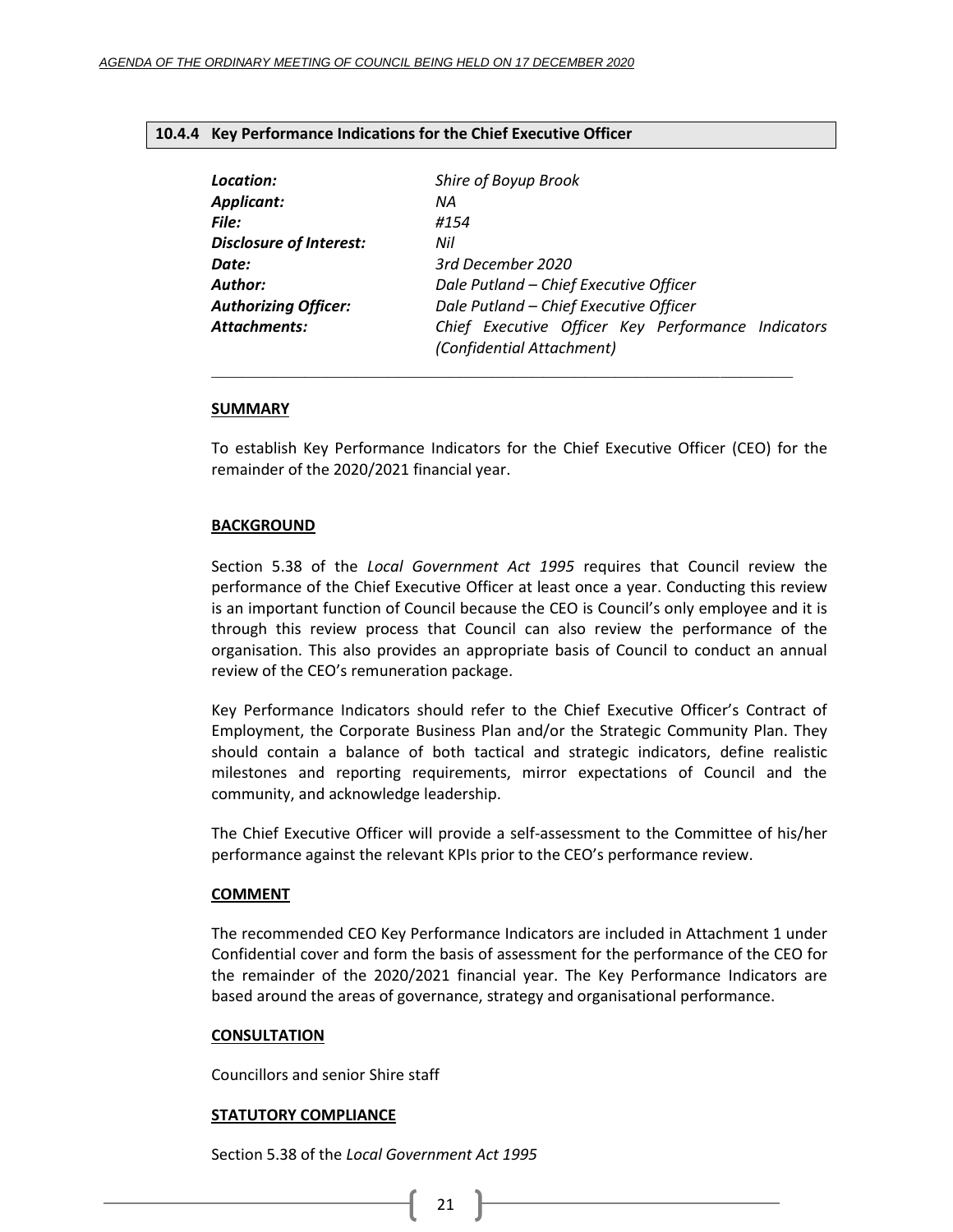## 10.4.4 Key Performance Indications for the Chief Executive Officer

| | |
|---|---|
| ***Location:*** | *Shire of Boyup Brook* |
| ***Applicant:*** | *NA* |
| ***File:*** | *#154* |
| ***Disclosure of Interest:*** | *Nil* |
| ***Date:*** | *3rd December 2020* |
| ***Author:*** | *Dale Putland – Chief Executive Officer* |
| ***Authorizing Officer:*** | *Dale Putland – Chief Executive Officer* |
| ***Attachments:*** | *Chief Executive Officer Key Performance Indicators (Confidential Attachment)* |

### SUMMARY

To establish Key Performance Indicators for the Chief Executive Officer (CEO) for the remainder of the 2020/2021 financial year.

### BACKGROUND

Section 5.38 of the *Local Government Act 1995* requires that Council review the performance of the Chief Executive Officer at least once a year. Conducting this review is an important function of Council because the CEO is Council's only employee and it is through this review process that Council can also review the performance of the organisation. This also provides an appropriate basis of Council to conduct an annual review of the CEO's remuneration package.

Key Performance Indicators should refer to the Chief Executive Officer's Contract of Employment, the Corporate Business Plan and/or the Strategic Community Plan. They should contain a balance of both tactical and strategic indicators, define realistic milestones and reporting requirements, mirror expectations of Council and the community, and acknowledge leadership.

The Chief Executive Officer will provide a self-assessment to the Committee of his/her performance against the relevant KPIs prior to the CEO's performance review.

### COMMENT

The recommended CEO Key Performance Indicators are included in Attachment 1 under Confidential cover and form the basis of assessment for the performance of the CEO for the remainder of the 2020/2021 financial year. The Key Performance Indicators are based around the areas of governance, strategy and organisational performance.

### CONSULTATION

Councillors and senior Shire staff

### STATUTORY COMPLIANCE

Section 5.38 of the *Local Government Act 1995*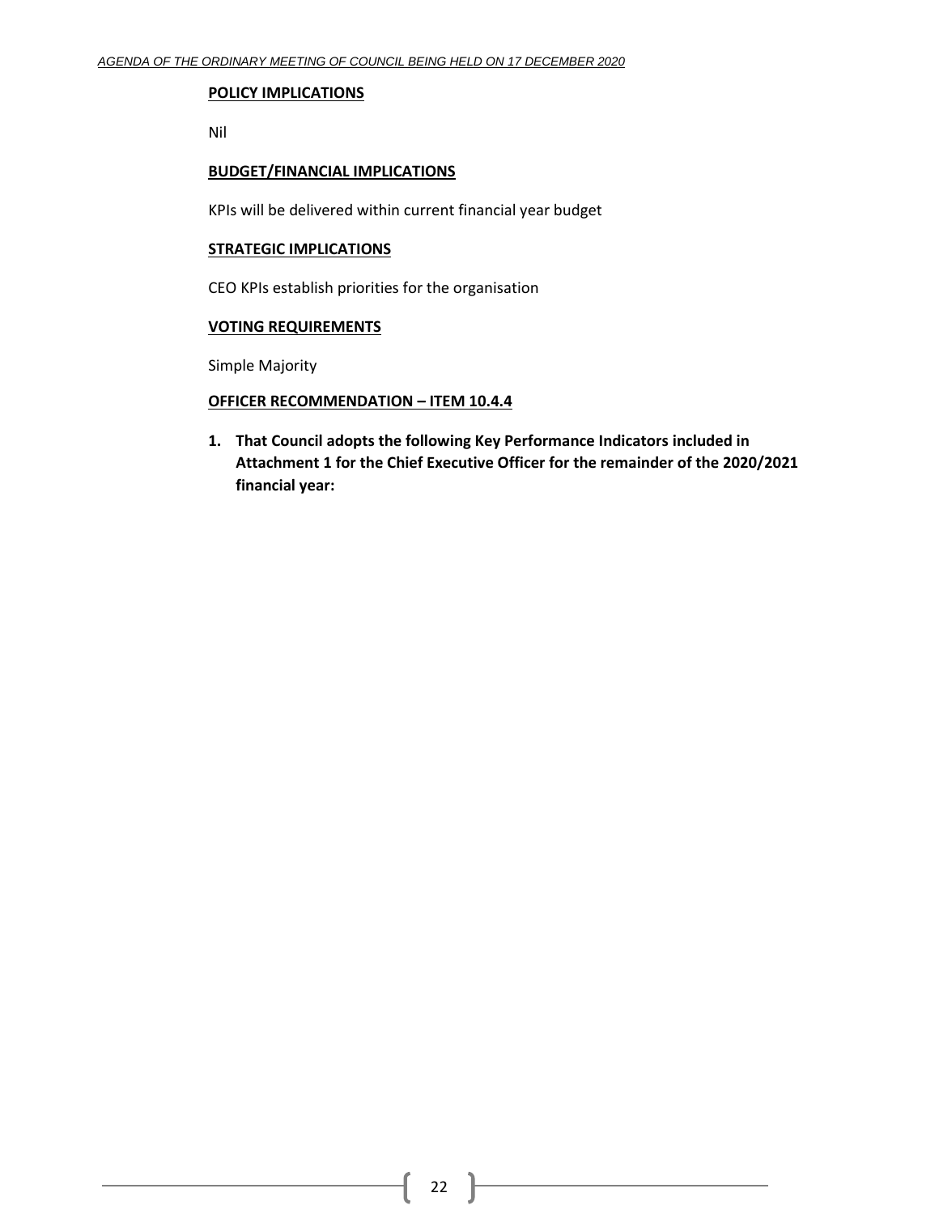**POLICY IMPLICATIONS**

Nil

**BUDGET/FINANCIAL IMPLICATIONS**

KPIs will be delivered within current financial year budget

**STRATEGIC IMPLICATIONS**

CEO KPIs establish priorities for the organisation

**VOTING REQUIREMENTS**

Simple Majority

**OFFICER RECOMMENDATION – ITEM 10.4.4**

1. **That Council adopts the following Key Performance Indicators included in Attachment 1 for the Chief Executive Officer for the remainder of the 2020/2021 financial year:**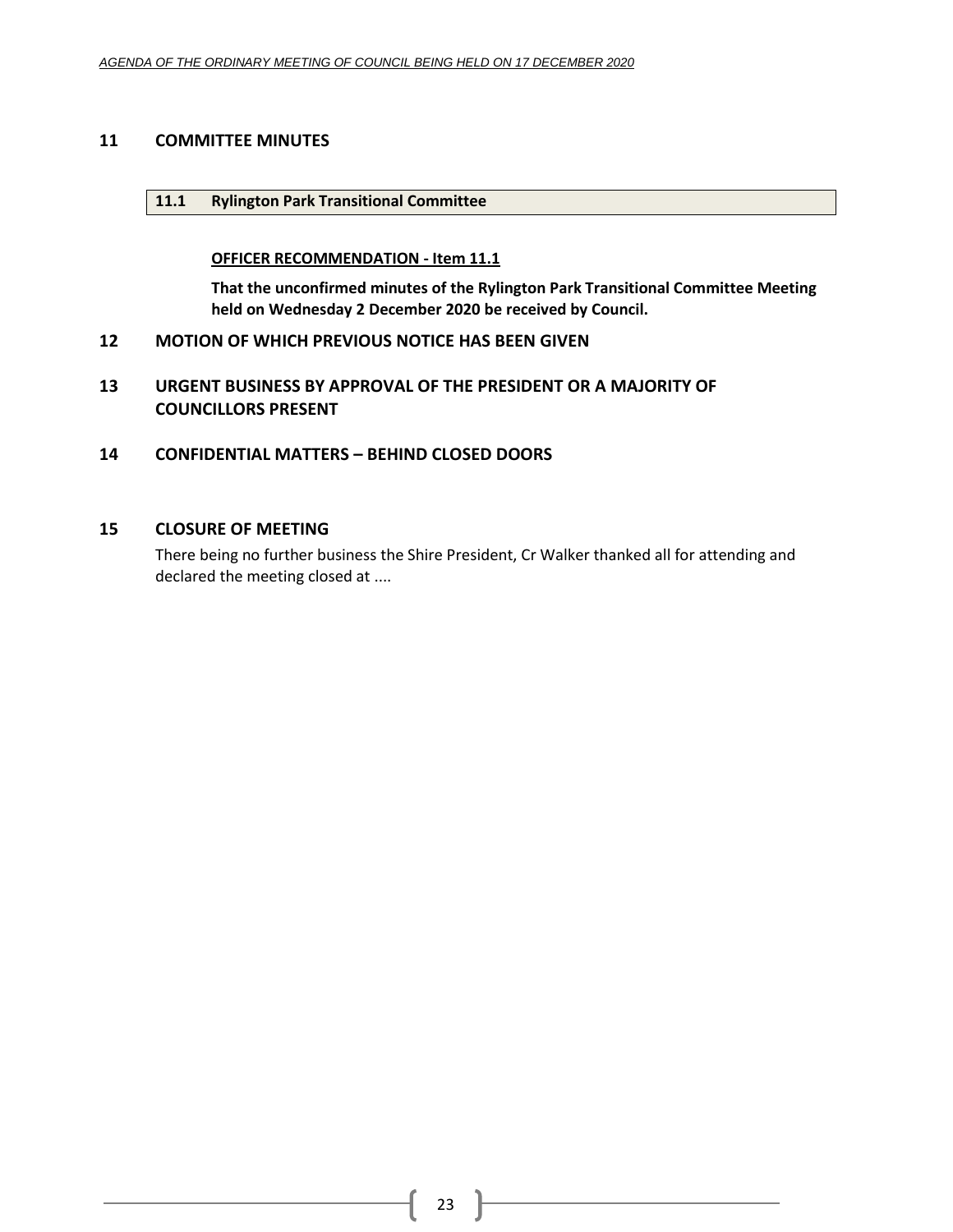## 11 COMMITTEE MINUTES

### 11.1 Rylington Park Transitional Committee

**OFFICER RECOMMENDATION - Item 11.1**

**That the unconfirmed minutes of the Rylington Park Transitional Committee Meeting held on Wednesday 2 December 2020 be received by Council.**

## 12 MOTION OF WHICH PREVIOUS NOTICE HAS BEEN GIVEN

## 13 URGENT BUSINESS BY APPROVAL OF THE PRESIDENT OR A MAJORITY OF COUNCILLORS PRESENT

## 14 CONFIDENTIAL MATTERS – BEHIND CLOSED DOORS

## 15 CLOSURE OF MEETING

There being no further business the Shire President, Cr Walker thanked all for attending and declared the meeting closed at ....